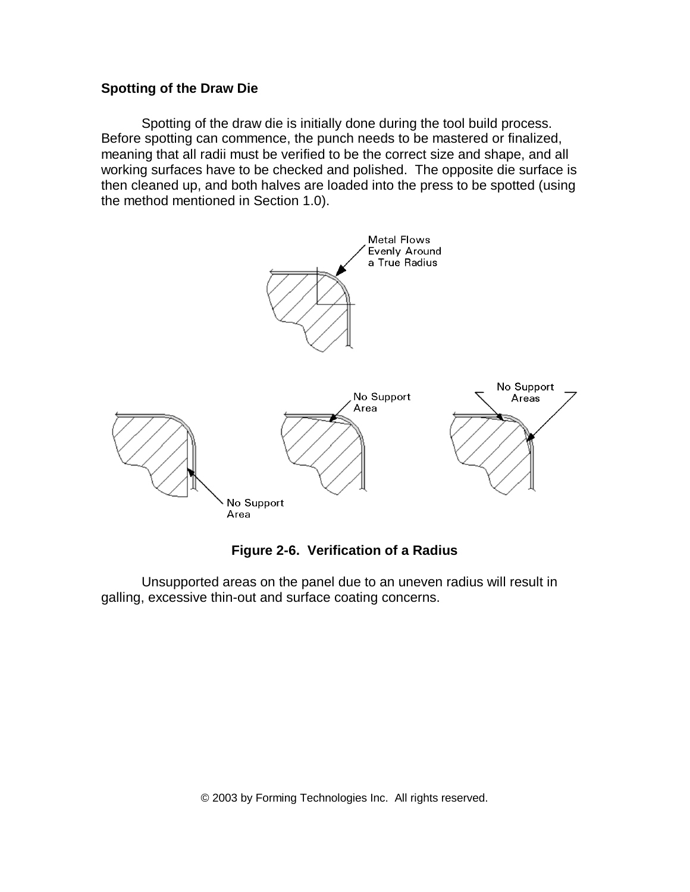**Spotting of the Draw Die**

Spotting of the draw die is initially done during the tool build process. Before spotting can commence, the punch needs to be mastered or finalized, meaning that all radii must be verified to be the correct size and shape, and all working surfaces have to be checked and polished. The opposite die surface is then cleaned up, and both halves are loaded into the press to be spotted (using the method mentioned in Section 1.0).

**Figure 2-6. Verification of a Radius**

Unsupported areas on the panel due to an uneven radius will result in galling, excessive thin-out and surface coating concerns.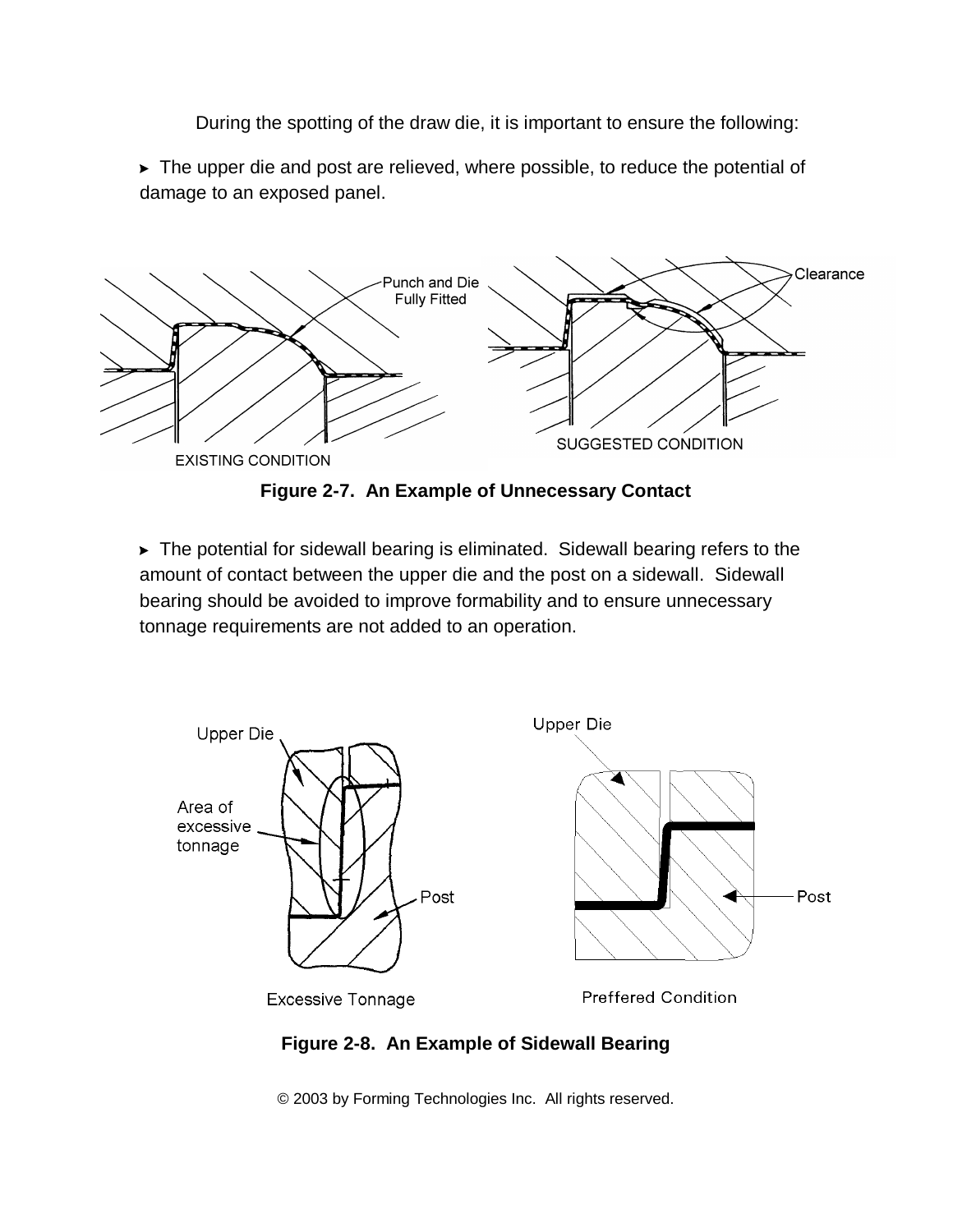During the spotting of the draw die, it is important to ensure the following:

- The upper die and post are relieved, where possible, to reduce the potential of damage to an exposed panel.

Punch and Die Fully Fitted

EXISTING CONDITION

Clearance

SUGGESTED CONDITION

**Figure 2-7. An Example of Unnecessary Contact**

- The potential for sidewall bearing is eliminated. Sidewall bearing refers to the amount of contact between the upper die and the post on a sidewall. Sidewall bearing should be avoided to improve formability and to ensure unnecessary tonnage requirements are not added to an operation.

Upper Die

Area of excessive tonnage

Post

Excessive Tonnage

Upper Die

Post

Preffered Condition

**Figure 2-8. An Example of Sidewall Bearing**

© 2003 by Forming Technologies Inc. All rights reserved.